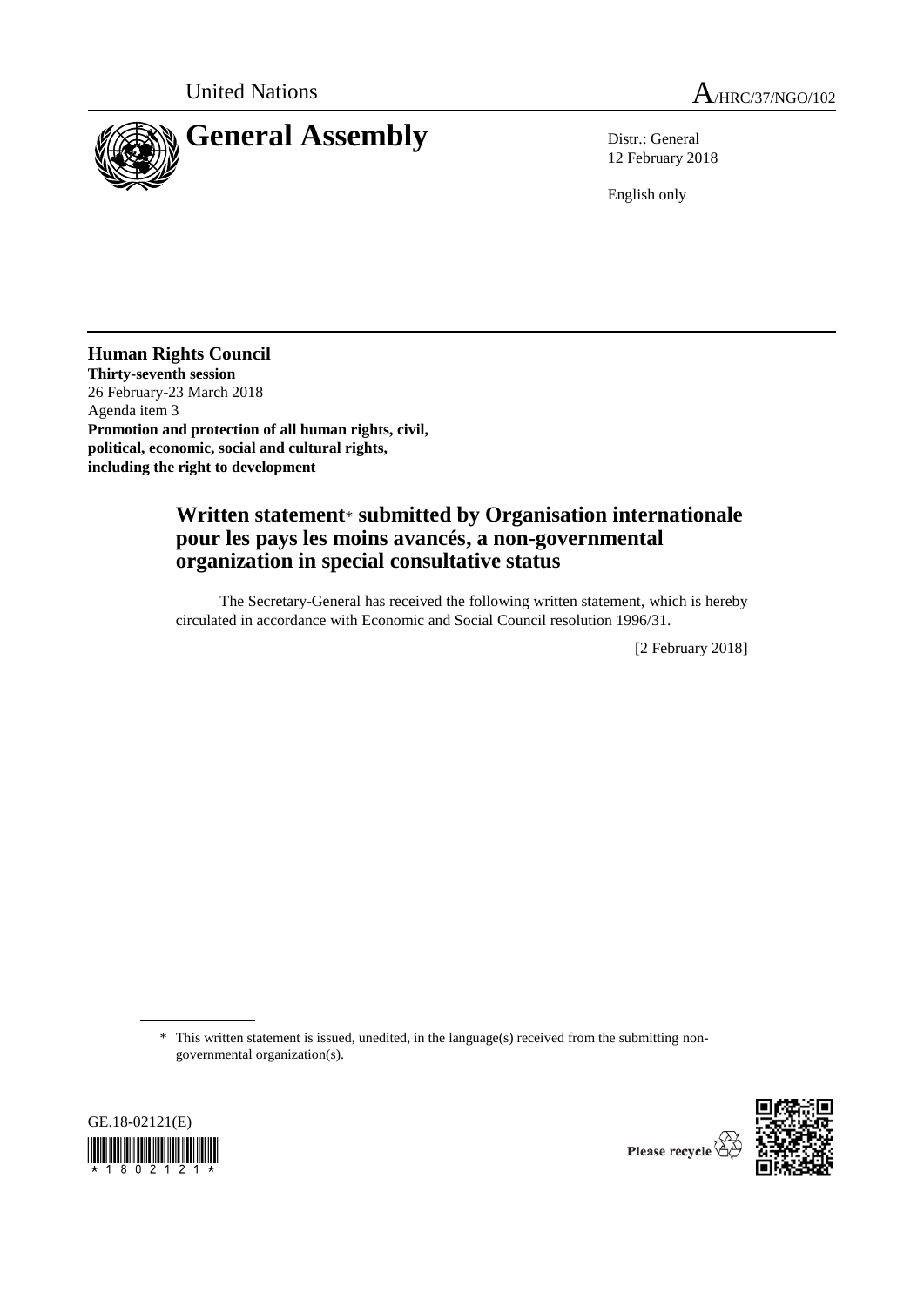United Nations

A/HRC/37/NGO/102

# General Assembly

Distr.: General
12 February 2018

English only

**Human Rights Council**
**Thirty-seventh session**
26 February-23 March 2018
Agenda item 3
**Promotion and protection of all human rights, civil, political, economic, social and cultural rights, including the right to development**

## Written statement* submitted by Organisation internationale pour les pays les moins avancés, a non-governmental organization in special consultative status

The Secretary-General has received the following written statement, which is hereby circulated in accordance with Economic and Social Council resolution 1996/31.

[2 February 2018]

\* This written statement is issued, unedited, in the language(s) received from the submitting non-governmental organization(s).

GE.18-02121(E)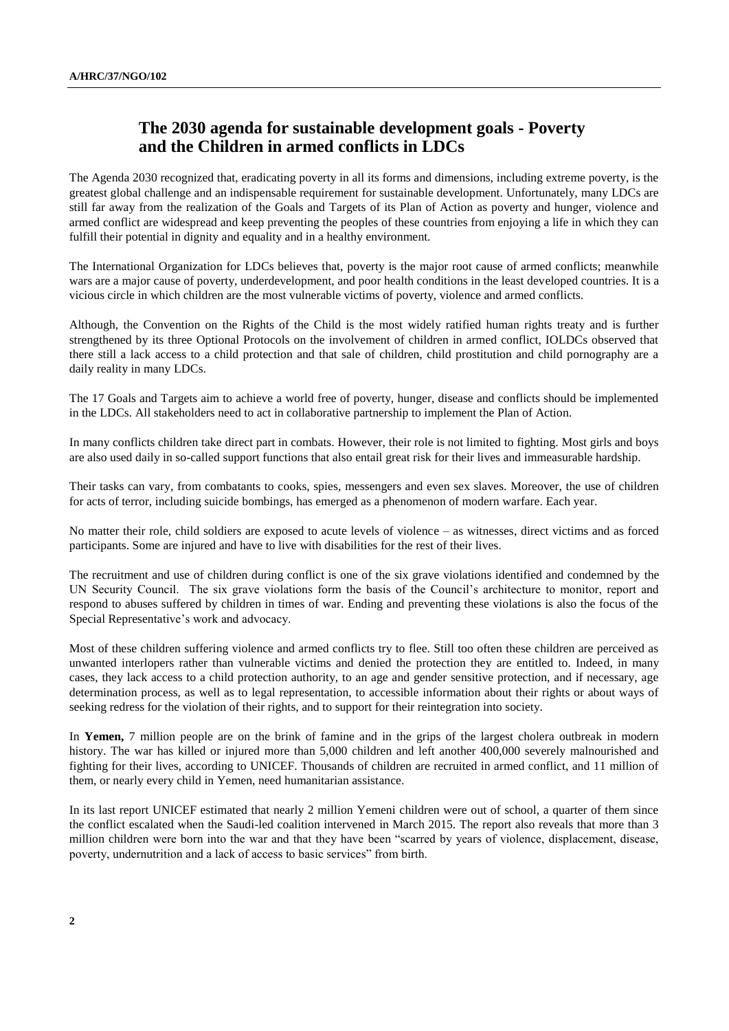## The 2030 agenda for sustainable development goals - Poverty and the Children in armed conflicts in LDCs

The Agenda 2030 recognized that, eradicating poverty in all its forms and dimensions, including extreme poverty, is the greatest global challenge and an indispensable requirement for sustainable development. Unfortunately, many LDCs are still far away from the realization of the Goals and Targets of its Plan of Action as poverty and hunger, violence and armed conflict are widespread and keep preventing the peoples of these countries from enjoying a life in which they can fulfill their potential in dignity and equality and in a healthy environment.

The International Organization for LDCs believes that, poverty is the major root cause of armed conflicts; meanwhile wars are a major cause of poverty, underdevelopment, and poor health conditions in the least developed countries. It is a vicious circle in which children are the most vulnerable victims of poverty, violence and armed conflicts.

Although, the Convention on the Rights of the Child is the most widely ratified human rights treaty and is further strengthened by its three Optional Protocols on the involvement of children in armed conflict, IOLDCs observed that there still a lack access to a child protection and that sale of children, child prostitution and child pornography are a daily reality in many LDCs.

The 17 Goals and Targets aim to achieve a world free of poverty, hunger, disease and conflicts should be implemented in the LDCs. All stakeholders need to act in collaborative partnership to implement the Plan of Action.

In many conflicts children take direct part in combats. However, their role is not limited to fighting. Most girls and boys are also used daily in so-called support functions that also entail great risk for their lives and immeasurable hardship.

Their tasks can vary, from combatants to cooks, spies, messengers and even sex slaves. Moreover, the use of children for acts of terror, including suicide bombings, has emerged as a phenomenon of modern warfare. Each year.

No matter their role, child soldiers are exposed to acute levels of violence – as witnesses, direct victims and as forced participants. Some are injured and have to live with disabilities for the rest of their lives.

The recruitment and use of children during conflict is one of the six grave violations identified and condemned by the UN Security Council. The six grave violations form the basis of the Council's architecture to monitor, report and respond to abuses suffered by children in times of war. Ending and preventing these violations is also the focus of the Special Representative's work and advocacy.

Most of these children suffering violence and armed conflicts try to flee. Still too often these children are perceived as unwanted interlopers rather than vulnerable victims and denied the protection they are entitled to. Indeed, in many cases, they lack access to a child protection authority, to an age and gender sensitive protection, and if necessary, age determination process, as well as to legal representation, to accessible information about their rights or about ways of seeking redress for the violation of their rights, and to support for their reintegration into society.

In **Yemen,** 7 million people are on the brink of famine and in the grips of the largest cholera outbreak in modern history. The war has killed or injured more than 5,000 children and left another 400,000 severely malnourished and fighting for their lives, according to UNICEF. Thousands of children are recruited in armed conflict, and 11 million of them, or nearly every child in Yemen, need humanitarian assistance.

In its last report UNICEF estimated that nearly 2 million Yemeni children were out of school, a quarter of them since the conflict escalated when the Saudi-led coalition intervened in March 2015. The report also reveals that more than 3 million children were born into the war and that they have been "scarred by years of violence, displacement, disease, poverty, undernutrition and a lack of access to basic services" from birth.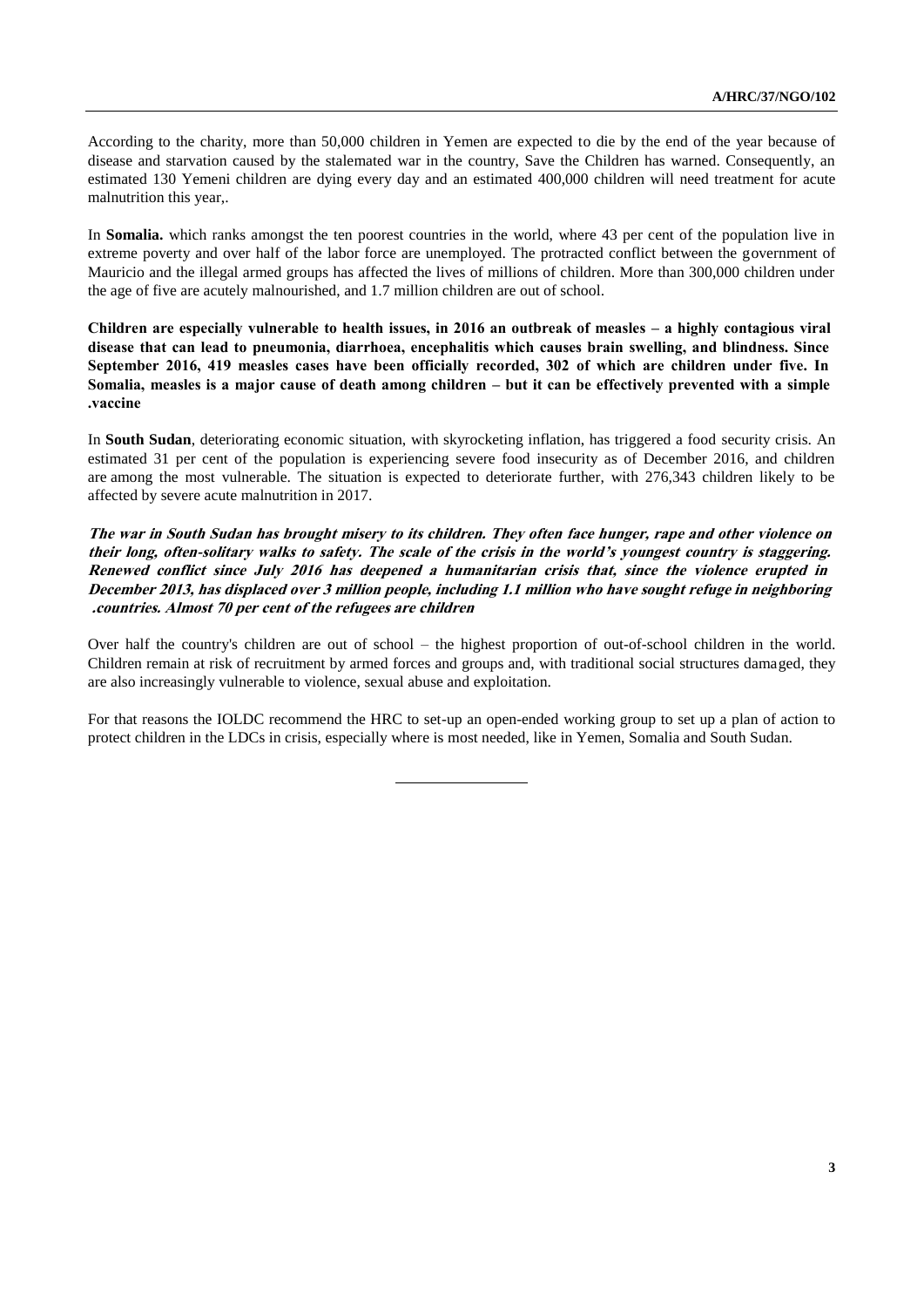According to the charity, more than 50,000 children in Yemen are expected to die by the end of the year because of disease and starvation caused by the stalemated war in the country, Save the Children has warned. Consequently, an estimated 130 Yemeni children are dying every day and an estimated 400,000 children will need treatment for acute malnutrition this year,.

In **Somalia.** which ranks amongst the ten poorest countries in the world, where 43 per cent of the population live in extreme poverty and over half of the labor force are unemployed. The protracted conflict between the government of Mauricio and the illegal armed groups has affected the lives of millions of children. More than 300,000 children under the age of five are acutely malnourished, and 1.7 million children are out of school.

**Children are especially vulnerable to health issues, in 2016 an outbreak of measles – a highly contagious viral disease that can lead to pneumonia, diarrhoea, encephalitis which causes brain swelling, and blindness. Since September 2016, 419 measles cases have been officially recorded, 302 of which are children under five. In Somalia, measles is a major cause of death among children – but it can be effectively prevented with a simple .vaccine**

In **South Sudan**, deteriorating economic situation, with skyrocketing inflation, has triggered a food security crisis. An estimated 31 per cent of the population is experiencing severe food insecurity as of December 2016, and children are among the most vulnerable. The situation is expected to deteriorate further, with 276,343 children likely to be affected by severe acute malnutrition in 2017.

***The war in South Sudan has brought misery to its children. They often face hunger, rape and other violence on their long, often-solitary walks to safety. The scale of the crisis in the world's youngest country is staggering. Renewed conflict since July 2016 has deepened a humanitarian crisis that, since the violence erupted in December 2013, has displaced over 3 million people, including 1.1 million who have sought refuge in neighboring .countries. Almost 70 per cent of the refugees are children***

Over half the country's children are out of school – the highest proportion of out-of-school children in the world. Children remain at risk of recruitment by armed forces and groups and, with traditional social structures damaged, they are also increasingly vulnerable to violence, sexual abuse and exploitation.

For that reasons the IOLDC recommend the HRC to set-up an open-ended working group to set up a plan of action to protect children in the LDCs in crisis, especially where is most needed, like in Yemen, Somalia and South Sudan.